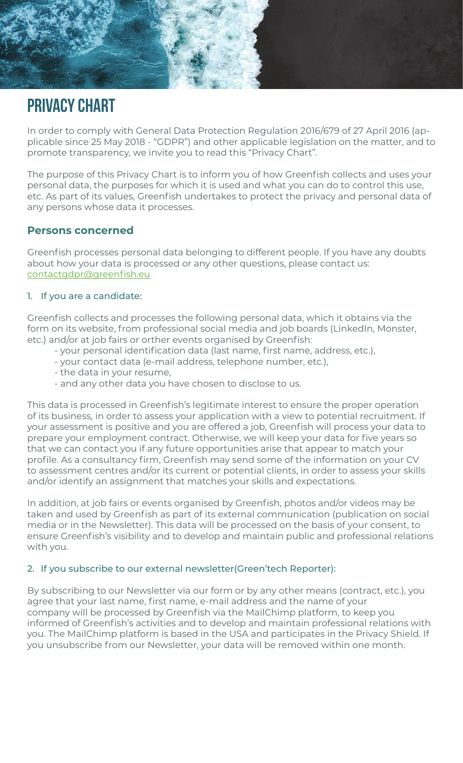# PRIVACY CHART

In order to comply with General Data Protection Regulation 2016/679 of 27 April 2016 (applicable since 25 May 2018 - "GDPR") and other applicable legislation on the matter, and to promote transparency, we invite you to read this "Privacy Chart".

The purpose of this Privacy Chart is to inform you of how Greenfish collects and uses your personal data, the purposes for which it is used and what you can do to control this use, etc. As part of its values, Greenfish undertakes to protect the privacy and personal data of any persons whose data it processes.

## Persons concerned

Greenfish processes personal data belonging to different people. If you have any doubts about how your data is processed or any other questions, please contact us: contactgdpr@greenfish.eu

### 1. If you are a candidate:

Greenfish collects and processes the following personal data, which it obtains via the form on its website, from professional social media and job boards (LinkedIn, Monster, etc.) and/or at job fairs or orther events organised by Greenfish:

- your personal identification data (last name, first name, address, etc.),
- your contact data (e-mail address, telephone number, etc.),
- the data in your resume,
- and any other data you have chosen to disclose to us.

This data is processed in Greenfish's legitimate interest to ensure the proper operation of its business, in order to assess your application with a view to potential recruitment. If your assessment is positive and you are offered a job, Greenfish will process your data to prepare your employment contract. Otherwise, we will keep your data for five years so that we can contact you if any future opportunities arise that appear to match your profile. As a consultancy firm, Greenfish may send some of the information on your CV to assessment centres and/or its current or potential clients, in order to assess your skills and/or identify an assignment that matches your skills and expectations.

In addition, at job fairs or events organised by Greenfish, photos and/or videos may be taken and used by Greenfish as part of its external communication (publication on social media or in the Newsletter). This data will be processed on the basis of your consent, to ensure Greenfish's visibility and to develop and maintain public and professional relations with you.

### 2. If you subscribe to our external newsletter(Green'tech Reporter):

By subscribing to our Newsletter via our form or by any other means (contract, etc.), you agree that your last name, first name, e-mail address and the name of your company will be processed by Greenfish via the MailChimp platform, to keep you informed of Greenfish's activities and to develop and maintain professional relations with you. The MailChimp platform is based in the USA and participates in the Privacy Shield. If you unsubscribe from our Newsletter, your data will be removed within one month.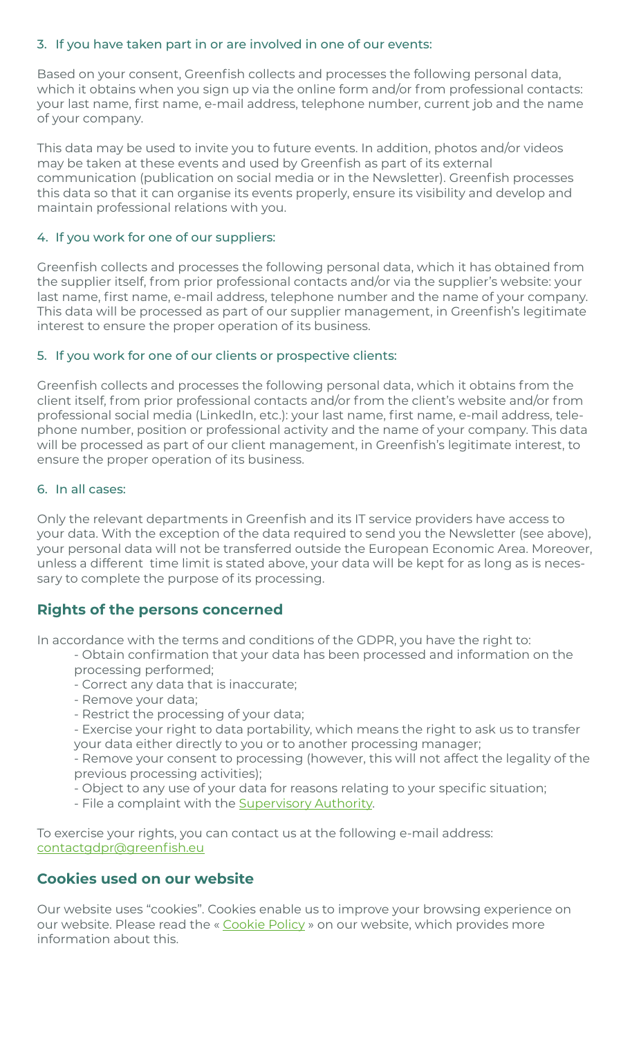3. If you have taken part in or are involved in one of our events:

Based on your consent, Greenfish collects and processes the following personal data, which it obtains when you sign up via the online form and/or from professional contacts: your last name, first name, e-mail address, telephone number, current job and the name of your company.

This data may be used to invite you to future events. In addition, photos and/or videos may be taken at these events and used by Greenfish as part of its external communication (publication on social media or in the Newsletter). Greenfish processes this data so that it can organise its events properly, ensure its visibility and develop and maintain professional relations with you.

4. If you work for one of our suppliers:

Greenfish collects and processes the following personal data, which it has obtained from the supplier itself, from prior professional contacts and/or via the supplier's website: your last name, first name, e-mail address, telephone number and the name of your company. This data will be processed as part of our supplier management, in Greenfish's legitimate interest to ensure the proper operation of its business.

5. If you work for one of our clients or prospective clients:

Greenfish collects and processes the following personal data, which it obtains from the client itself, from prior professional contacts and/or from the client's website and/or from professional social media (LinkedIn, etc.): your last name, first name, e-mail address, telephone number, position or professional activity and the name of your company. This data will be processed as part of our client management, in Greenfish's legitimate interest, to ensure the proper operation of its business.

6. In all cases:

Only the relevant departments in Greenfish and its IT service providers have access to your data. With the exception of the data required to send you the Newsletter (see above), your personal data will not be transferred outside the European Economic Area. Moreover, unless a different time limit is stated above, your data will be kept for as long as is necessary to complete the purpose of its processing.

## Rights of the persons concerned

In accordance with the terms and conditions of the GDPR, you have the right to:

- Obtain confirmation that your data has been processed and information on the processing performed;
- Correct any data that is inaccurate;
- Remove your data;
- Restrict the processing of your data;
- Exercise your right to data portability, which means the right to ask us to transfer your data either directly to you or to another processing manager;
- Remove your consent to processing (however, this will not affect the legality of the previous processing activities);
- Object to any use of your data for reasons relating to your specific situation;
- File a complaint with the Supervisory Authority.

To exercise your rights, you can contact us at the following e-mail address: contactgdpr@greenfish.eu

## Cookies used on our website

Our website uses "cookies". Cookies enable us to improve your browsing experience on our website. Please read the « Cookie Policy » on our website, which provides more information about this.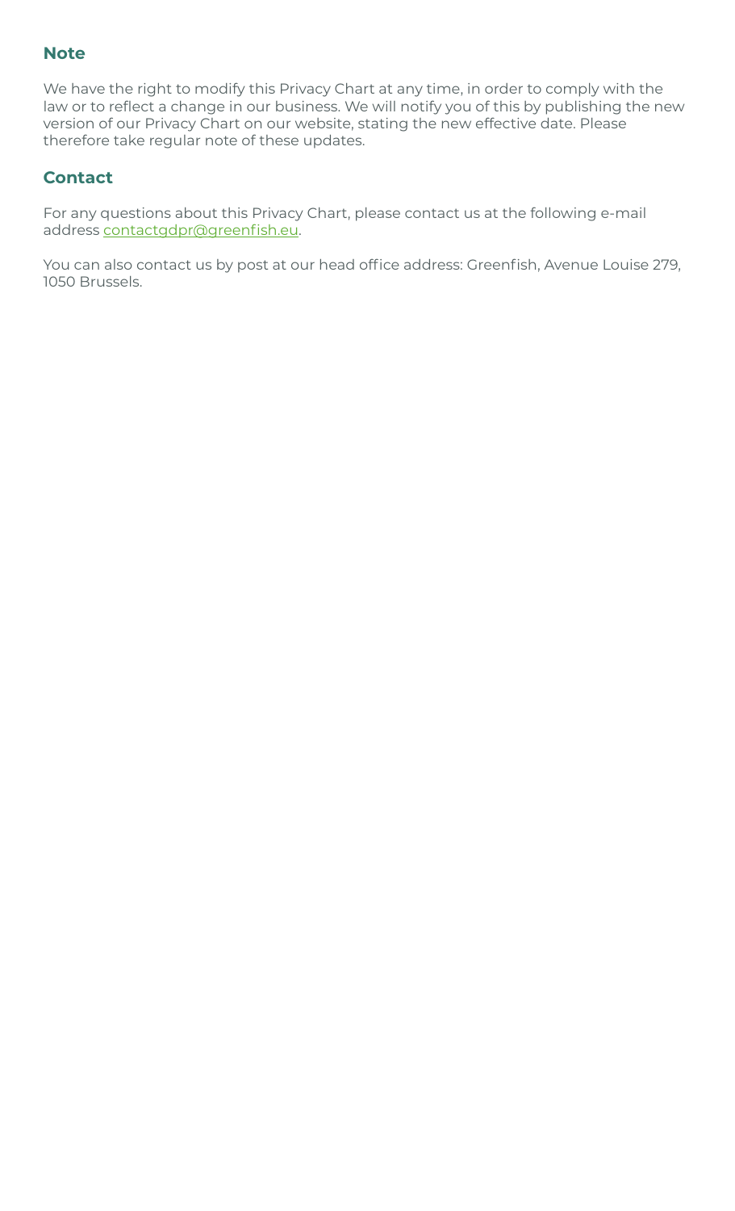### Note

We have the right to modify this Privacy Chart at any time, in order to comply with the law or to reflect a change in our business. We will notify you of this by publishing the new version of our Privacy Chart on our website, stating the new effective date. Please therefore take regular note of these updates.

### Contact

For any questions about this Privacy Chart, please contact us at the following e-mail address contactgdpr@greenfish.eu.

You can also contact us by post at our head office address: Greenfish, Avenue Louise 279, 1050 Brussels.